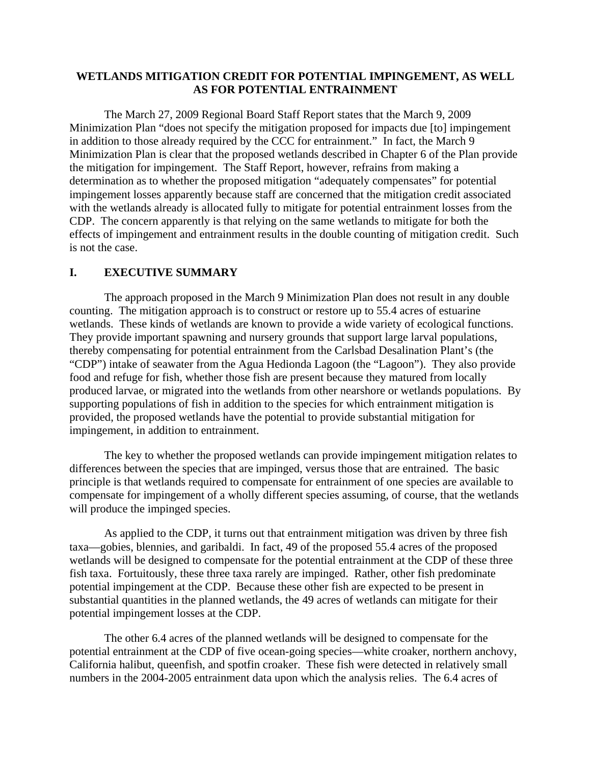# WETLANDS MITIGATION CREDIT FOR POTENTIAL IMPINGEMENT, AS WELL AS FOR POTENTIAL ENTRAINMENT

The March 27, 2009 Regional Board Staff Report states that the March 9, 2009 Minimization Plan "does not specify the mitigation proposed for impacts due [to] impingement in addition to those already required by the CCC for entrainment." In fact, the March 9 Minimization Plan is clear that the proposed wetlands described in Chapter 6 of the Plan provide the mitigation for impingement. The Staff Report, however, refrains from making a determination as to whether the proposed mitigation "adequately compensates" for potential impingement losses apparently because staff are concerned that the mitigation credit associated with the wetlands already is allocated fully to mitigate for potential entrainment losses from the CDP. The concern apparently is that relying on the same wetlands to mitigate for both the effects of impingement and entrainment results in the double counting of mitigation credit. Such is not the case.

## I. EXECUTIVE SUMMARY

The approach proposed in the March 9 Minimization Plan does not result in any double counting. The mitigation approach is to construct or restore up to 55.4 acres of estuarine wetlands. These kinds of wetlands are known to provide a wide variety of ecological functions. They provide important spawning and nursery grounds that support large larval populations, thereby compensating for potential entrainment from the Carlsbad Desalination Plant's (the "CDP") intake of seawater from the Agua Hedionda Lagoon (the "Lagoon"). They also provide food and refuge for fish, whether those fish are present because they matured from locally produced larvae, or migrated into the wetlands from other nearshore or wetlands populations. By supporting populations of fish in addition to the species for which entrainment mitigation is provided, the proposed wetlands have the potential to provide substantial mitigation for impingement, in addition to entrainment.

The key to whether the proposed wetlands can provide impingement mitigation relates to differences between the species that are impinged, versus those that are entrained. The basic principle is that wetlands required to compensate for entrainment of one species are available to compensate for impingement of a wholly different species assuming, of course, that the wetlands will produce the impinged species.

As applied to the CDP, it turns out that entrainment mitigation was driven by three fish taxa—gobies, blennies, and garibaldi. In fact, 49 of the proposed 55.4 acres of the proposed wetlands will be designed to compensate for the potential entrainment at the CDP of these three fish taxa. Fortuitously, these three taxa rarely are impinged. Rather, other fish predominate potential impingement at the CDP. Because these other fish are expected to be present in substantial quantities in the planned wetlands, the 49 acres of wetlands can mitigate for their potential impingement losses at the CDP.

The other 6.4 acres of the planned wetlands will be designed to compensate for the potential entrainment at the CDP of five ocean-going species—white croaker, northern anchovy, California halibut, queenfish, and spotfin croaker. These fish were detected in relatively small numbers in the 2004-2005 entrainment data upon which the analysis relies. The 6.4 acres of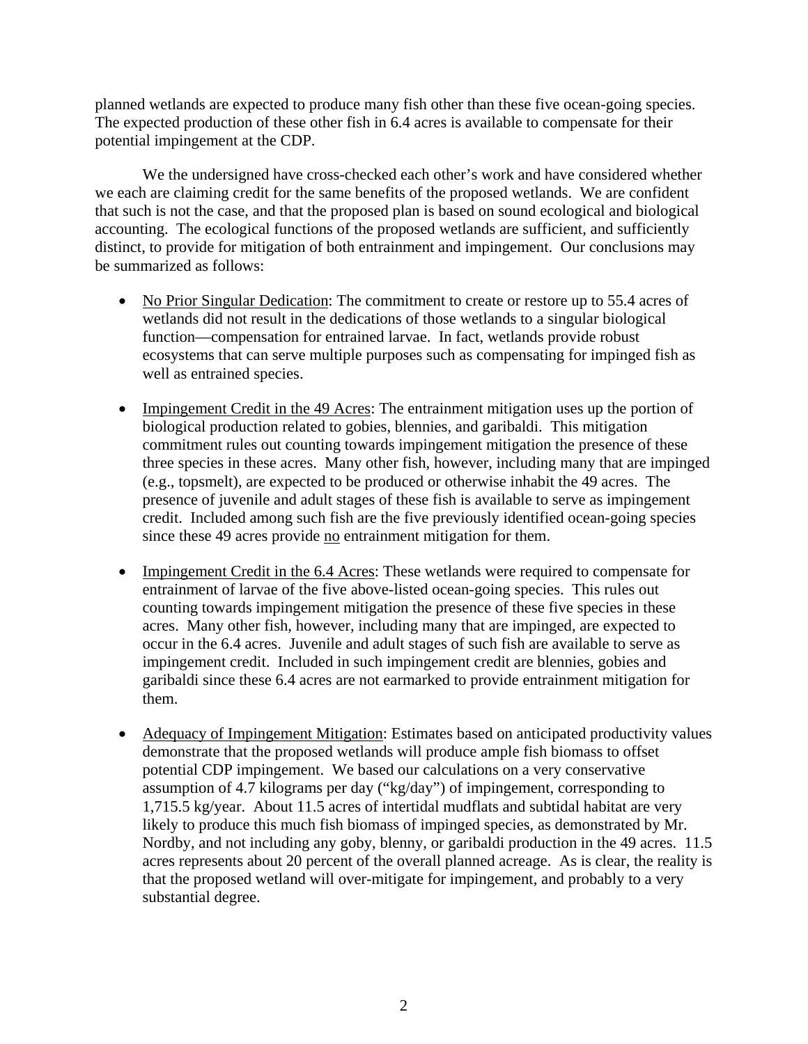planned wetlands are expected to produce many fish other than these five ocean-going species. The expected production of these other fish in 6.4 acres is available to compensate for their potential impingement at the CDP.

We the undersigned have cross-checked each other's work and have considered whether we each are claiming credit for the same benefits of the proposed wetlands. We are confident that such is not the case, and that the proposed plan is based on sound ecological and biological accounting. The ecological functions of the proposed wetlands are sufficient, and sufficiently distinct, to provide for mitigation of both entrainment and impingement. Our conclusions may be summarized as follows:

- <u>No Prior Singular Dedication</u>: The commitment to create or restore up to 55.4 acres of wetlands did not result in the dedications of those wetlands to a singular biological function—compensation for entrained larvae. In fact, wetlands provide robust ecosystems that can serve multiple purposes such as compensating for impinged fish as well as entrained species.

- <u>Impingement Credit in the 49 Acres</u>: The entrainment mitigation uses up the portion of biological production related to gobies, blennies, and garibaldi. This mitigation commitment rules out counting towards impingement mitigation the presence of these three species in these acres. Many other fish, however, including many that are impinged (e.g., topsmelt), are expected to be produced or otherwise inhabit the 49 acres. The presence of juvenile and adult stages of these fish is available to serve as impingement credit. Included among such fish are the five previously identified ocean-going species since these 49 acres provide <u>no</u> entrainment mitigation for them.

- <u>Impingement Credit in the 6.4 Acres</u>: These wetlands were required to compensate for entrainment of larvae of the five above-listed ocean-going species. This rules out counting towards impingement mitigation the presence of these five species in these acres. Many other fish, however, including many that are impinged, are expected to occur in the 6.4 acres. Juvenile and adult stages of such fish are available to serve as impingement credit. Included in such impingement credit are blennies, gobies and garibaldi since these 6.4 acres are not earmarked to provide entrainment mitigation for them.

- <u>Adequacy of Impingement Mitigation</u>: Estimates based on anticipated productivity values demonstrate that the proposed wetlands will produce ample fish biomass to offset potential CDP impingement. We based our calculations on a very conservative assumption of 4.7 kilograms per day ("kg/day") of impingement, corresponding to 1,715.5 kg/year. About 11.5 acres of intertidal mudflats and subtidal habitat are very likely to produce this much fish biomass of impinged species, as demonstrated by Mr. Nordby, and not including any goby, blenny, or garibaldi production in the 49 acres. 11.5 acres represents about 20 percent of the overall planned acreage. As is clear, the reality is that the proposed wetland will over-mitigate for impingement, and probably to a very substantial degree.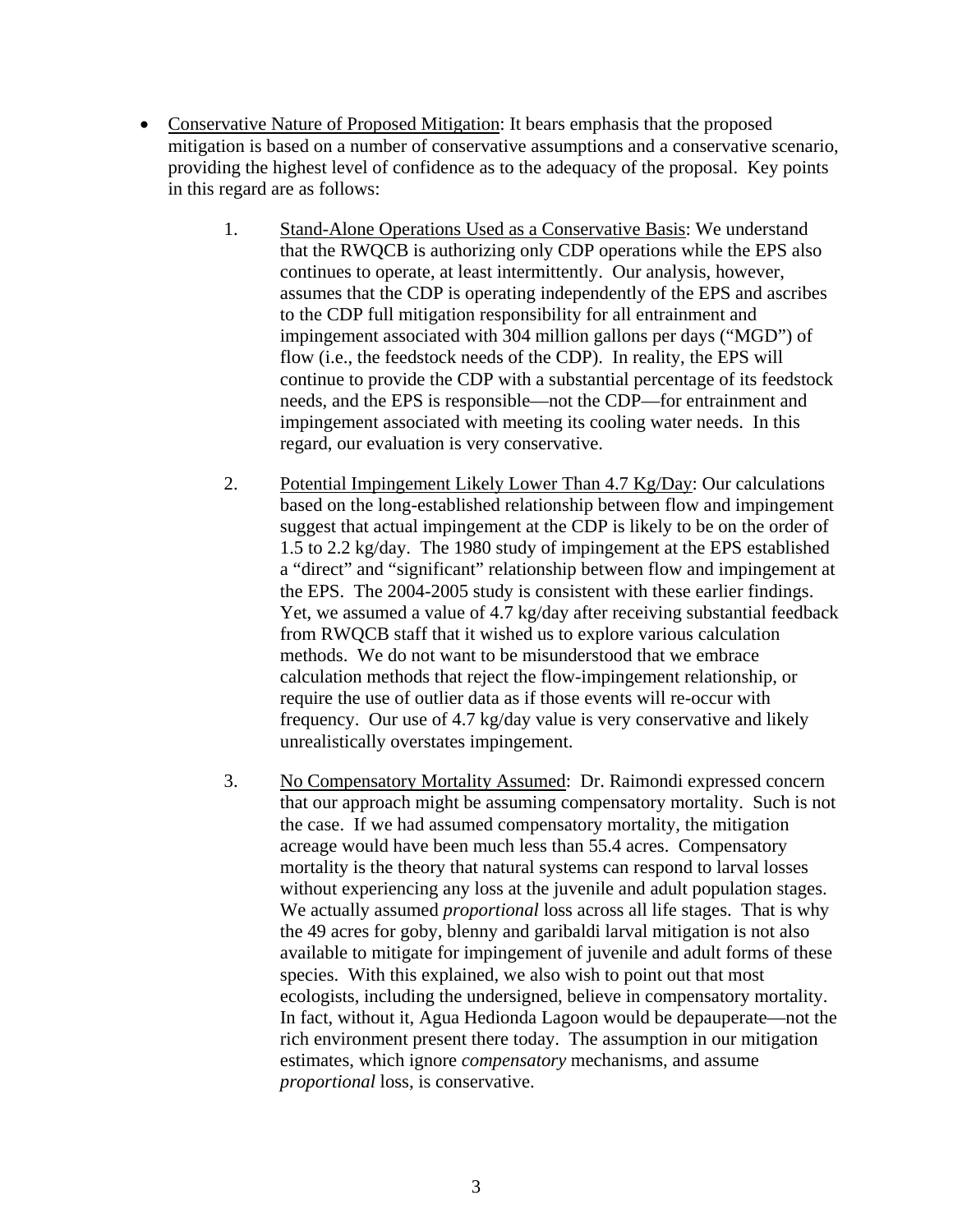- Conservative Nature of Proposed Mitigation: It bears emphasis that the proposed mitigation is based on a number of conservative assumptions and a conservative scenario, providing the highest level of confidence as to the adequacy of the proposal. Key points in this regard are as follows:

    1. Stand-Alone Operations Used as a Conservative Basis: We understand that the RWQCB is authorizing only CDP operations while the EPS also continues to operate, at least intermittently. Our analysis, however, assumes that the CDP is operating independently of the EPS and ascribes to the CDP full mitigation responsibility for all entrainment and impingement associated with 304 million gallons per days ("MGD") of flow (i.e., the feedstock needs of the CDP). In reality, the EPS will continue to provide the CDP with a substantial percentage of its feedstock needs, and the EPS is responsible—not the CDP—for entrainment and impingement associated with meeting its cooling water needs. In this regard, our evaluation is very conservative.

    2. Potential Impingement Likely Lower Than 4.7 Kg/Day: Our calculations based on the long-established relationship between flow and impingement suggest that actual impingement at the CDP is likely to be on the order of 1.5 to 2.2 kg/day. The 1980 study of impingement at the EPS established a "direct" and "significant" relationship between flow and impingement at the EPS. The 2004-2005 study is consistent with these earlier findings. Yet, we assumed a value of 4.7 kg/day after receiving substantial feedback from RWQCB staff that it wished us to explore various calculation methods. We do not want to be misunderstood that we embrace calculation methods that reject the flow-impingement relationship, or require the use of outlier data as if those events will re-occur with frequency. Our use of 4.7 kg/day value is very conservative and likely unrealistically overstates impingement.

    3. No Compensatory Mortality Assumed: Dr. Raimondi expressed concern that our approach might be assuming compensatory mortality. Such is not the case. If we had assumed compensatory mortality, the mitigation acreage would have been much less than 55.4 acres. Compensatory mortality is the theory that natural systems can respond to larval losses without experiencing any loss at the juvenile and adult population stages. We actually assumed *proportional* loss across all life stages. That is why the 49 acres for goby, blenny and garibaldi larval mitigation is not also available to mitigate for impingement of juvenile and adult forms of these species. With this explained, we also wish to point out that most ecologists, including the undersigned, believe in compensatory mortality. In fact, without it, Agua Hedionda Lagoon would be depauperate—not the rich environment present there today. The assumption in our mitigation estimates, which ignore *compensatory* mechanisms, and assume *proportional* loss, is conservative.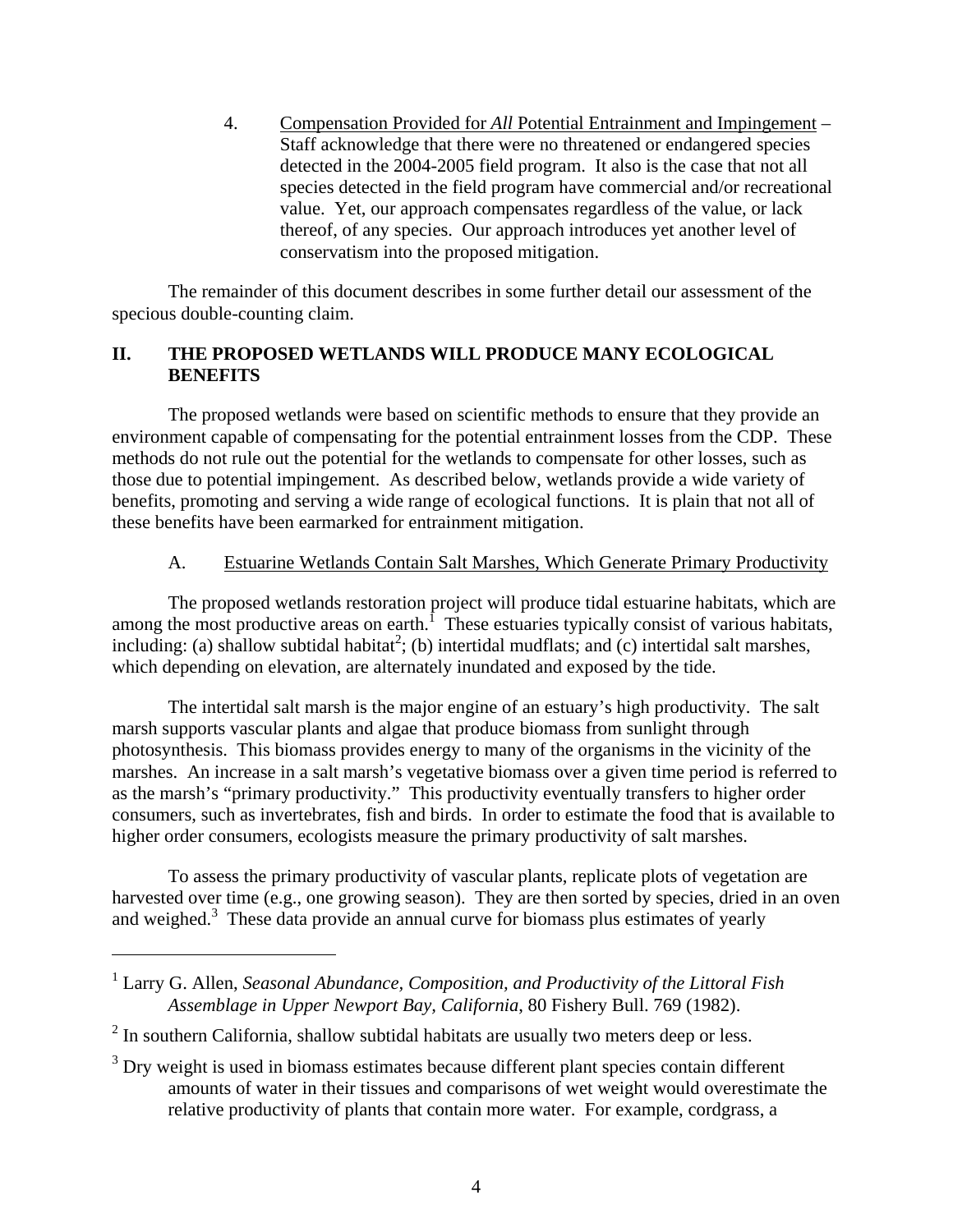4. <u>Compensation Provided for *All* Potential Entrainment and Impingement</u> – Staff acknowledge that there were no threatened or endangered species detected in the 2004-2005 field program. It also is the case that not all species detected in the field program have commercial and/or recreational value. Yet, our approach compensates regardless of the value, or lack thereof, of any species. Our approach introduces yet another level of conservatism into the proposed mitigation.

The remainder of this document describes in some further detail our assessment of the specious double-counting claim.

## II. THE PROPOSED WETLANDS WILL PRODUCE MANY ECOLOGICAL BENEFITS

The proposed wetlands were based on scientific methods to ensure that they provide an environment capable of compensating for the potential entrainment losses from the CDP. These methods do not rule out the potential for the wetlands to compensate for other losses, such as those due to potential impingement. As described below, wetlands provide a wide variety of benefits, promoting and serving a wide range of ecological functions. It is plain that not all of these benefits have been earmarked for entrainment mitigation.

### A. <u>Estuarine Wetlands Contain Salt Marshes, Which Generate Primary Productivity</u>

The proposed wetlands restoration project will produce tidal estuarine habitats, which are among the most productive areas on earth.[1] These estuaries typically consist of various habitats, including: (a) shallow subtidal habitat[2]; (b) intertidal mudflats; and (c) intertidal salt marshes, which depending on elevation, are alternately inundated and exposed by the tide.

The intertidal salt marsh is the major engine of an estuary's high productivity. The salt marsh supports vascular plants and algae that produce biomass from sunlight through photosynthesis. This biomass provides energy to many of the organisms in the vicinity of the marshes. An increase in a salt marsh's vegetative biomass over a given time period is referred to as the marsh's "primary productivity." This productivity eventually transfers to higher order consumers, such as invertebrates, fish and birds. In order to estimate the food that is available to higher order consumers, ecologists measure the primary productivity of salt marshes.

To assess the primary productivity of vascular plants, replicate plots of vegetation are harvested over time (e.g., one growing season). They are then sorted by species, dried in an oven and weighed.[3] These data provide an annual curve for biomass plus estimates of yearly

---

[1] Larry G. Allen, *Seasonal Abundance, Composition, and Productivity of the Littoral Fish Assemblage in Upper Newport Bay, California*, 80 Fishery Bull. 769 (1982).

[2] In southern California, shallow subtidal habitats are usually two meters deep or less.

[3] Dry weight is used in biomass estimates because different plant species contain different amounts of water in their tissues and comparisons of wet weight would overestimate the relative productivity of plants that contain more water. For example, cordgrass, a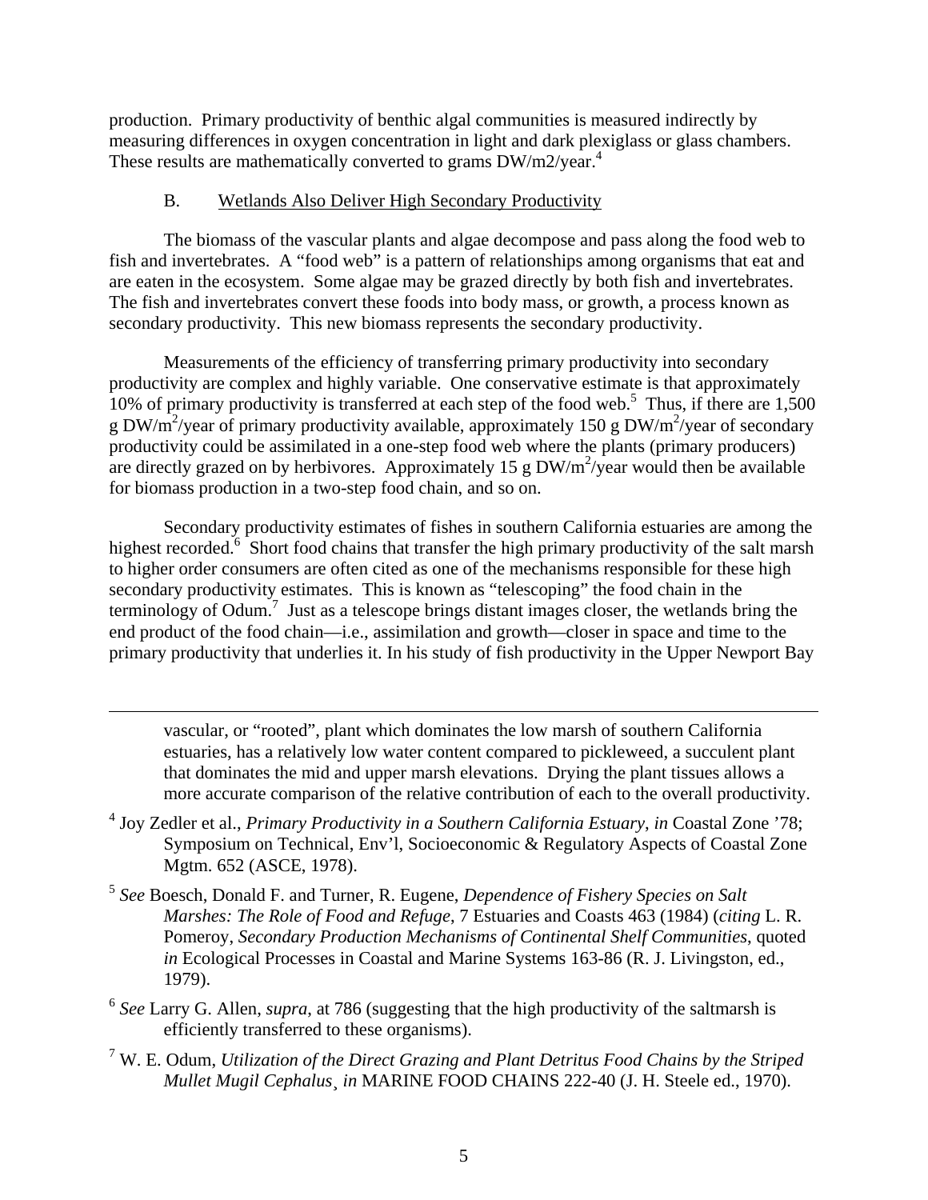production. Primary productivity of benthic algal communities is measured indirectly by measuring differences in oxygen concentration in light and dark plexiglass or glass chambers. These results are mathematically converted to grams DW/m2/year.[4]

### B. Wetlands Also Deliver High Secondary Productivity

The biomass of the vascular plants and algae decompose and pass along the food web to fish and invertebrates. A "food web" is a pattern of relationships among organisms that eat and are eaten in the ecosystem. Some algae may be grazed directly by both fish and invertebrates. The fish and invertebrates convert these foods into body mass, or growth, a process known as secondary productivity. This new biomass represents the secondary productivity.

Measurements of the efficiency of transferring primary productivity into secondary productivity are complex and highly variable. One conservative estimate is that approximately 10% of primary productivity is transferred at each step of the food web.[5] Thus, if there are 1,500 g DW/$m^2$/year of primary productivity available, approximately 150 g DW/$m^2$/year of secondary productivity could be assimilated in a one-step food web where the plants (primary producers) are directly grazed on by herbivores. Approximately 15 g DW/$m^2$/year would then be available for biomass production in a two-step food chain, and so on.

Secondary productivity estimates of fishes in southern California estuaries are among the highest recorded.[6] Short food chains that transfer the high primary productivity of the salt marsh to higher order consumers are often cited as one of the mechanisms responsible for these high secondary productivity estimates. This is known as "telescoping" the food chain in the terminology of Odum.[7] Just as a telescope brings distant images closer, the wetlands bring the end product of the food chain—i.e., assimilation and growth—closer in space and time to the primary productivity that underlies it. In his study of fish productivity in the Upper Newport Bay

---

vascular, or "rooted", plant which dominates the low marsh of southern California estuaries, has a relatively low water content compared to pickleweed, a succulent plant that dominates the mid and upper marsh elevations. Drying the plant tissues allows a more accurate comparison of the relative contribution of each to the overall productivity.

[4] Joy Zedler et al., *Primary Productivity in a Southern California Estuary*, *in* Coastal Zone '78; Symposium on Technical, Env'l, Socioeconomic & Regulatory Aspects of Coastal Zone Mgtm. 652 (ASCE, 1978).

[5] *See* Boesch, Donald F. and Turner, R. Eugene, *Dependence of Fishery Species on Salt Marshes: The Role of Food and Refuge*, 7 Estuaries and Coasts 463 (1984) (*citing* L. R. Pomeroy, *Secondary Production Mechanisms of Continental Shelf Communities*, quoted *in* Ecological Processes in Coastal and Marine Systems 163-86 (R. J. Livingston, ed., 1979).

[6] *See* Larry G. Allen, *supra*, at 786 (suggesting that the high productivity of the saltmarsh is efficiently transferred to these organisms).

[7] W. E. Odum, *Utilization of the Direct Grazing and Plant Detritus Food Chains by the Striped Mullet Mugil Cephalus*¸ *in* MARINE FOOD CHAINS 222-40 (J. H. Steele ed., 1970).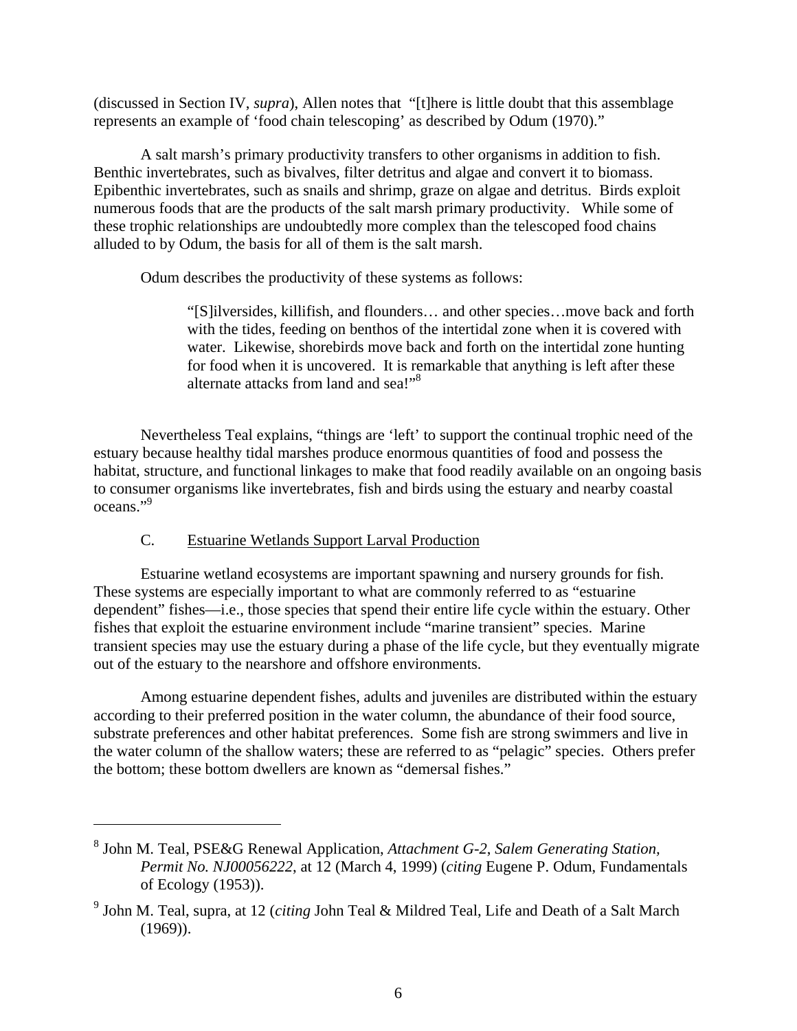(discussed in Section IV, *supra*), Allen notes that "[t]here is little doubt that this assemblage represents an example of 'food chain telescoping' as described by Odum (1970)."

A salt marsh's primary productivity transfers to other organisms in addition to fish. Benthic invertebrates, such as bivalves, filter detritus and algae and convert it to biomass. Epibenthic invertebrates, such as snails and shrimp, graze on algae and detritus. Birds exploit numerous foods that are the products of the salt marsh primary productivity. While some of these trophic relationships are undoubtedly more complex than the telescoped food chains alluded to by Odum, the basis for all of them is the salt marsh.

Odum describes the productivity of these systems as follows:

> "[S]ilversides, killifish, and flounders… and other species…move back and forth with the tides, feeding on benthos of the intertidal zone when it is covered with water. Likewise, shorebirds move back and forth on the intertidal zone hunting for food when it is uncovered. It is remarkable that anything is left after these alternate attacks from land and sea!"[8]

Nevertheless Teal explains, "things are 'left' to support the continual trophic need of the estuary because healthy tidal marshes produce enormous quantities of food and possess the habitat, structure, and functional linkages to make that food readily available on an ongoing basis to consumer organisms like invertebrates, fish and birds using the estuary and nearby coastal oceans."[9]

### C. Estuarine Wetlands Support Larval Production

Estuarine wetland ecosystems are important spawning and nursery grounds for fish. These systems are especially important to what are commonly referred to as "estuarine dependent" fishes—i.e., those species that spend their entire life cycle within the estuary. Other fishes that exploit the estuarine environment include "marine transient" species. Marine transient species may use the estuary during a phase of the life cycle, but they eventually migrate out of the estuary to the nearshore and offshore environments.

Among estuarine dependent fishes, adults and juveniles are distributed within the estuary according to their preferred position in the water column, the abundance of their food source, substrate preferences and other habitat preferences. Some fish are strong swimmers and live in the water column of the shallow waters; these are referred to as "pelagic" species. Others prefer the bottom; these bottom dwellers are known as "demersal fishes."

---

[8] John M. Teal, PSE&G Renewal Application, *Attachment G-2*, *Salem Generating Station, Permit No. NJ00056222*, at 12 (March 4, 1999) (*citing* Eugene P. Odum, Fundamentals of Ecology (1953)).

[9] John M. Teal, supra, at 12 (*citing* John Teal & Mildred Teal, Life and Death of a Salt March (1969)).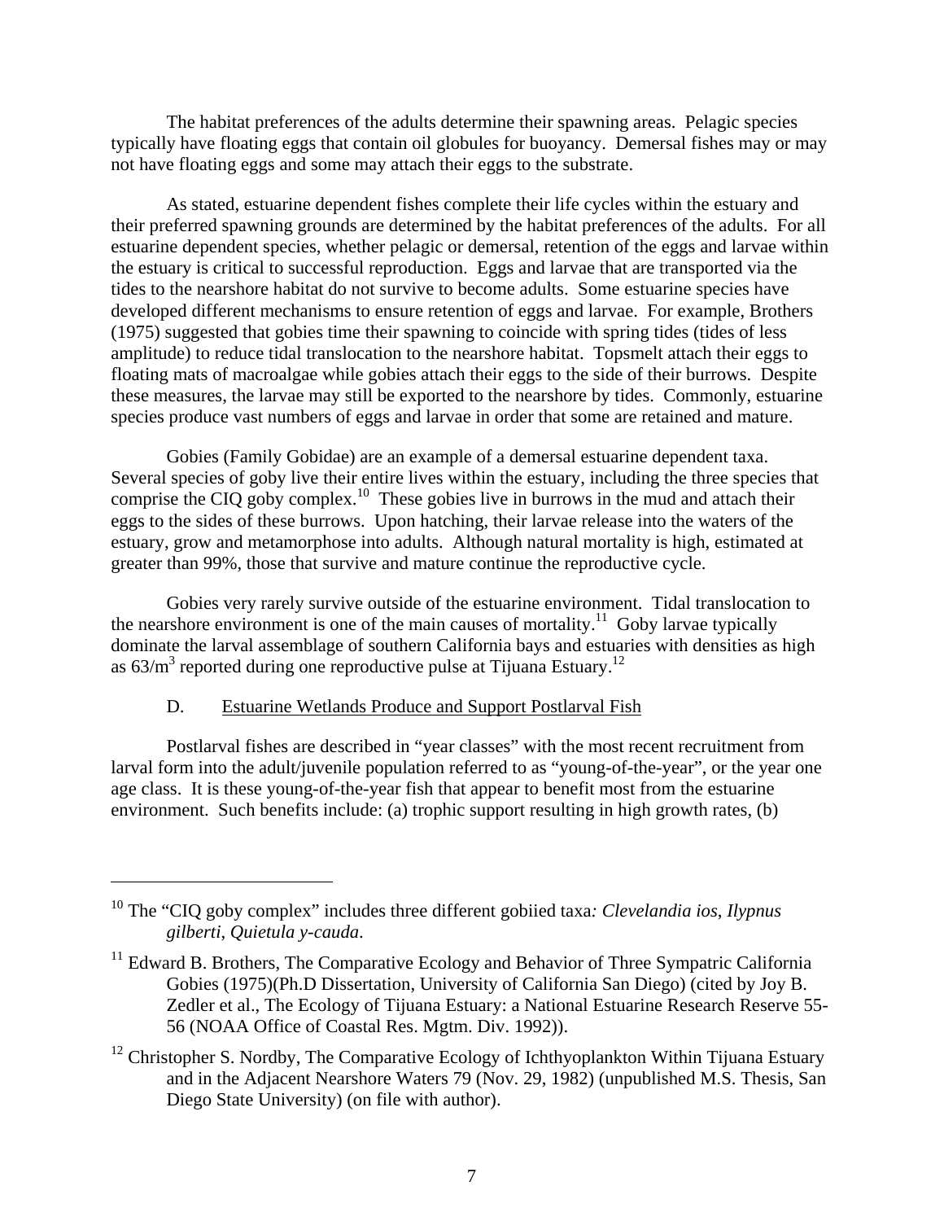The habitat preferences of the adults determine their spawning areas. Pelagic species typically have floating eggs that contain oil globules for buoyancy. Demersal fishes may or may not have floating eggs and some may attach their eggs to the substrate.

As stated, estuarine dependent fishes complete their life cycles within the estuary and their preferred spawning grounds are determined by the habitat preferences of the adults. For all estuarine dependent species, whether pelagic or demersal, retention of the eggs and larvae within the estuary is critical to successful reproduction. Eggs and larvae that are transported via the tides to the nearshore habitat do not survive to become adults. Some estuarine species have developed different mechanisms to ensure retention of eggs and larvae. For example, Brothers (1975) suggested that gobies time their spawning to coincide with spring tides (tides of less amplitude) to reduce tidal translocation to the nearshore habitat. Topsmelt attach their eggs to floating mats of macroalgae while gobies attach their eggs to the side of their burrows. Despite these measures, the larvae may still be exported to the nearshore by tides. Commonly, estuarine species produce vast numbers of eggs and larvae in order that some are retained and mature.

Gobies (Family Gobidae) are an example of a demersal estuarine dependent taxa. Several species of goby live their entire lives within the estuary, including the three species that comprise the CIQ goby complex.[10] These gobies live in burrows in the mud and attach their eggs to the sides of these burrows. Upon hatching, their larvae release into the waters of the estuary, grow and metamorphose into adults. Although natural mortality is high, estimated at greater than 99%, those that survive and mature continue the reproductive cycle.

Gobies very rarely survive outside of the estuarine environment. Tidal translocation to the nearshore environment is one of the main causes of mortality.[11] Goby larvae typically dominate the larval assemblage of southern California bays and estuaries with densities as high as $63/m^3$ reported during one reproductive pulse at Tijuana Estuary.[12]

D. <u>Estuarine Wetlands Produce and Support Postlarval Fish</u>

Postlarval fishes are described in "year classes" with the most recent recruitment from larval form into the adult/juvenile population referred to as "young-of-the-year", or the year one age class. It is these young-of-the-year fish that appear to benefit most from the estuarine environment. Such benefits include: (a) trophic support resulting in high growth rates, (b)

---

[10] The "CIQ goby complex" includes three different gobiied taxa*: Clevelandia ios*, *Ilypnus gilberti*, *Quietula y-cauda*.

[11] Edward B. Brothers, The Comparative Ecology and Behavior of Three Sympatric California Gobies (1975)(Ph.D Dissertation, University of California San Diego) (cited by Joy B. Zedler et al., The Ecology of Tijuana Estuary: a National Estuarine Research Reserve 55-56 (NOAA Office of Coastal Res. Mgtm. Div. 1992)).

[12] Christopher S. Nordby, The Comparative Ecology of Ichthyoplankton Within Tijuana Estuary and in the Adjacent Nearshore Waters 79 (Nov. 29, 1982) (unpublished M.S. Thesis, San Diego State University) (on file with author).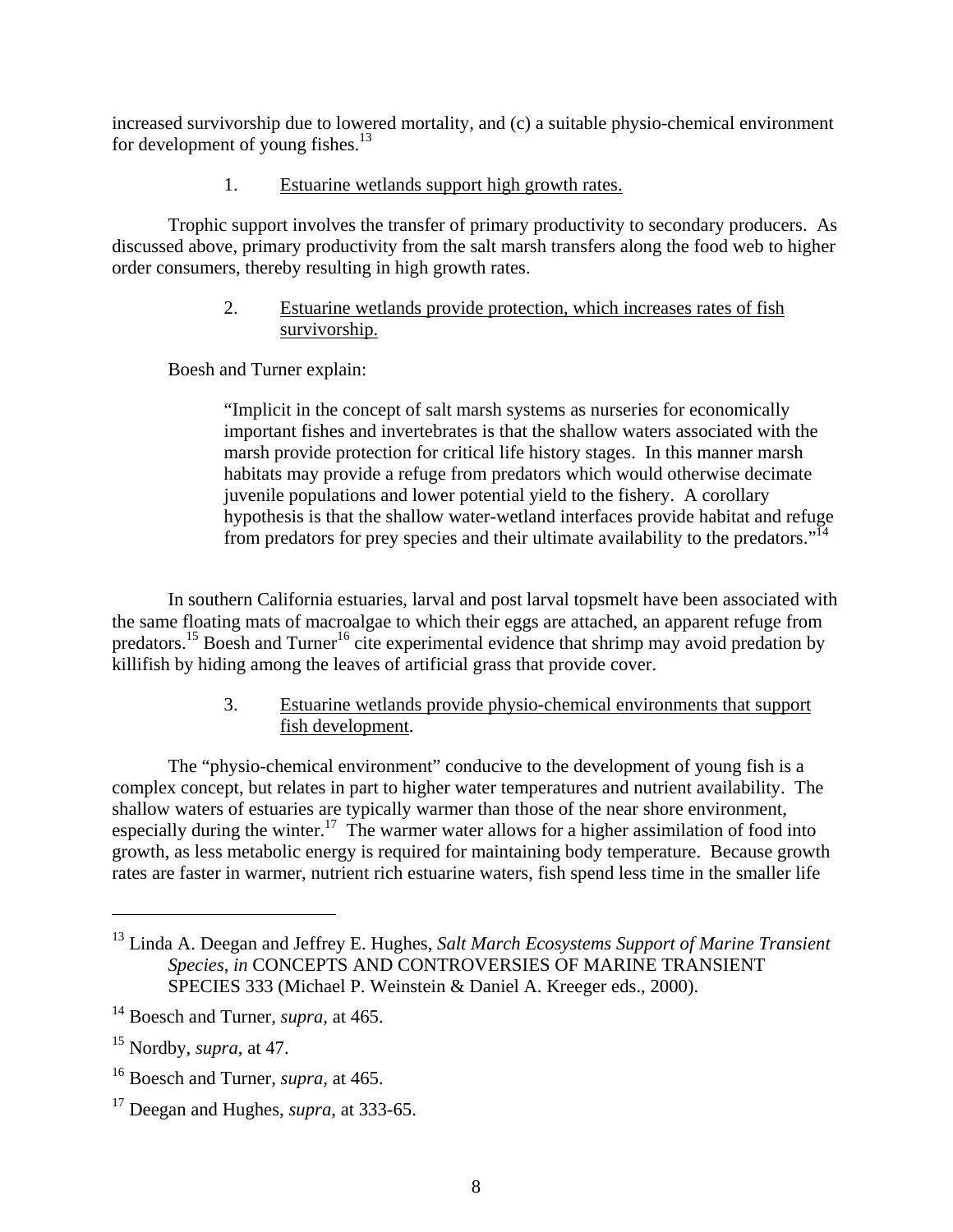increased survivorship due to lowered mortality, and (c) a suitable physio-chemical environment for development of young fishes.[13]

1. Estuarine wetlands support high growth rates.

Trophic support involves the transfer of primary productivity to secondary producers. As discussed above, primary productivity from the salt marsh transfers along the food web to higher order consumers, thereby resulting in high growth rates.

2. Estuarine wetlands provide protection, which increases rates of fish survivorship.

Boesh and Turner explain:

> "Implicit in the concept of salt marsh systems as nurseries for economically important fishes and invertebrates is that the shallow waters associated with the marsh provide protection for critical life history stages. In this manner marsh habitats may provide a refuge from predators which would otherwise decimate juvenile populations and lower potential yield to the fishery. A corollary hypothesis is that the shallow water-wetland interfaces provide habitat and refuge from predators for prey species and their ultimate availability to the predators."[14]

In southern California estuaries, larval and post larval topsmelt have been associated with the same floating mats of macroalgae to which their eggs are attached, an apparent refuge from predators.[15] Boesh and Turner[16] cite experimental evidence that shrimp may avoid predation by killifish by hiding among the leaves of artificial grass that provide cover.

3. Estuarine wetlands provide physio-chemical environments that support fish development.

The "physio-chemical environment" conducive to the development of young fish is a complex concept, but relates in part to higher water temperatures and nutrient availability. The shallow waters of estuaries are typically warmer than those of the near shore environment, especially during the winter.[17] The warmer water allows for a higher assimilation of food into growth, as less metabolic energy is required for maintaining body temperature. Because growth rates are faster in warmer, nutrient rich estuarine waters, fish spend less time in the smaller life

---

[13] Linda A. Deegan and Jeffrey E. Hughes, *Salt March Ecosystems Support of Marine Transient Species*, *in* CONCEPTS AND CONTROVERSIES OF MARINE TRANSIENT SPECIES 333 (Michael P. Weinstein & Daniel A. Kreeger eds., 2000).

[14] Boesch and Turner, *supra*, at 465.

[15] Nordby, *supra*, at 47.

[16] Boesch and Turner, *supra*, at 465.

[17] Deegan and Hughes, *supra*, at 333-65.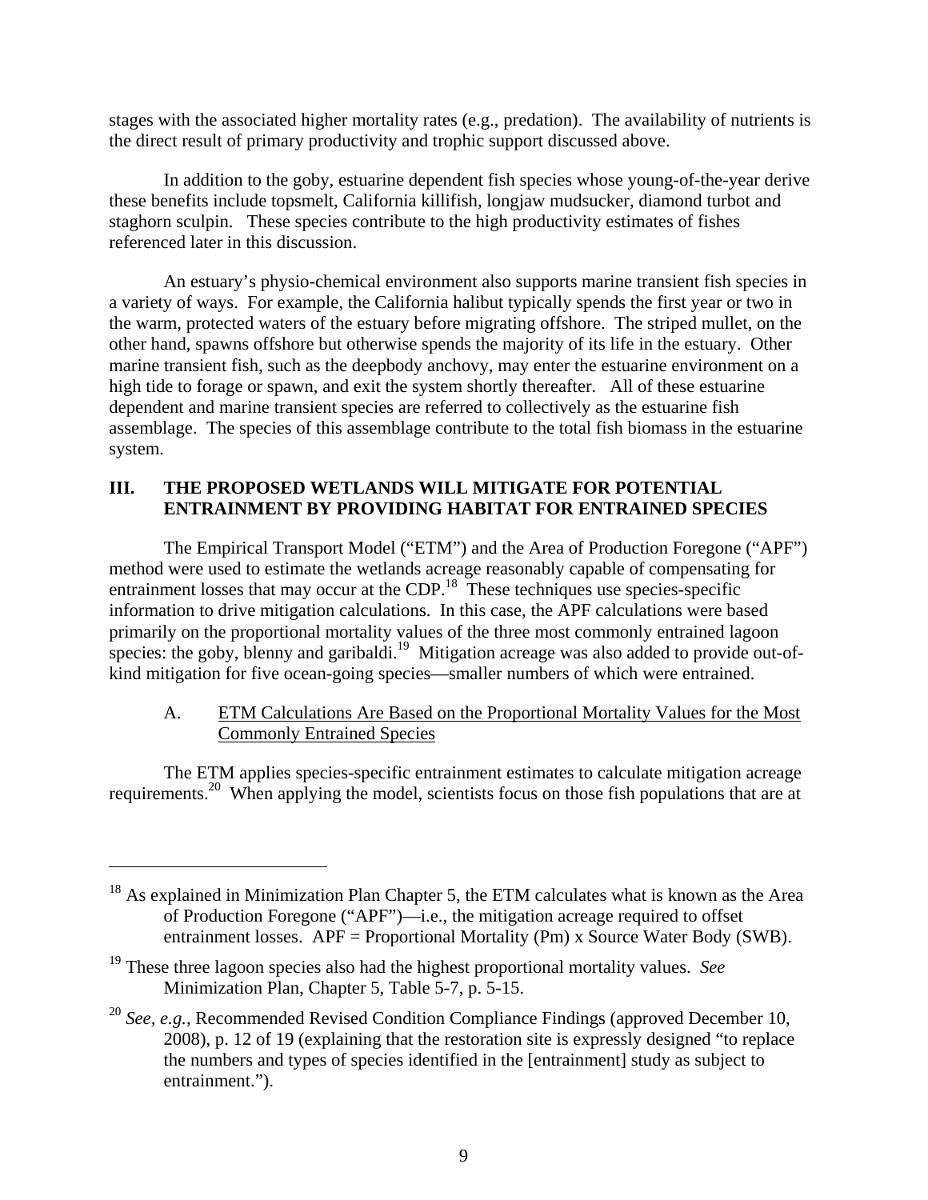stages with the associated higher mortality rates (e.g., predation). The availability of nutrients is the direct result of primary productivity and trophic support discussed above.

In addition to the goby, estuarine dependent fish species whose young-of-the-year derive these benefits include topsmelt, California killifish, longjaw mudsucker, diamond turbot and staghorn sculpin. These species contribute to the high productivity estimates of fishes referenced later in this discussion.

An estuary's physio-chemical environment also supports marine transient fish species in a variety of ways. For example, the California halibut typically spends the first year or two in the warm, protected waters of the estuary before migrating offshore. The striped mullet, on the other hand, spawns offshore but otherwise spends the majority of its life in the estuary. Other marine transient fish, such as the deepbody anchovy, may enter the estuarine environment on a high tide to forage or spawn, and exit the system shortly thereafter. All of these estuarine dependent and marine transient species are referred to collectively as the estuarine fish assemblage. The species of this assemblage contribute to the total fish biomass in the estuarine system.

## III. THE PROPOSED WETLANDS WILL MITIGATE FOR POTENTIAL ENTRAINMENT BY PROVIDING HABITAT FOR ENTRAINED SPECIES

The Empirical Transport Model ("ETM") and the Area of Production Foregone ("APF") method were used to estimate the wetlands acreage reasonably capable of compensating for entrainment losses that may occur at the CDP.[18] These techniques use species-specific information to drive mitigation calculations. In this case, the APF calculations were based primarily on the proportional mortality values of the three most commonly entrained lagoon species: the goby, blenny and garibaldi.[19] Mitigation acreage was also added to provide out-of-kind mitigation for five ocean-going species—smaller numbers of which were entrained.

### A. <u>ETM Calculations Are Based on the Proportional Mortality Values for the Most Commonly Entrained Species</u>

The ETM applies species-specific entrainment estimates to calculate mitigation acreage requirements.[20] When applying the model, scientists focus on those fish populations that are at

---

[18] As explained in Minimization Plan Chapter 5, the ETM calculates what is known as the Area of Production Foregone ("APF")—i.e., the mitigation acreage required to offset entrainment losses. APF = Proportional Mortality (Pm) x Source Water Body (SWB).

[19] These three lagoon species also had the highest proportional mortality values. *See* Minimization Plan, Chapter 5, Table 5-7, p. 5-15.

[20] *See, e.g.*, Recommended Revised Condition Compliance Findings (approved December 10, 2008), p. 12 of 19 (explaining that the restoration site is expressly designed "to replace the numbers and types of species identified in the [entrainment] study as subject to entrainment.").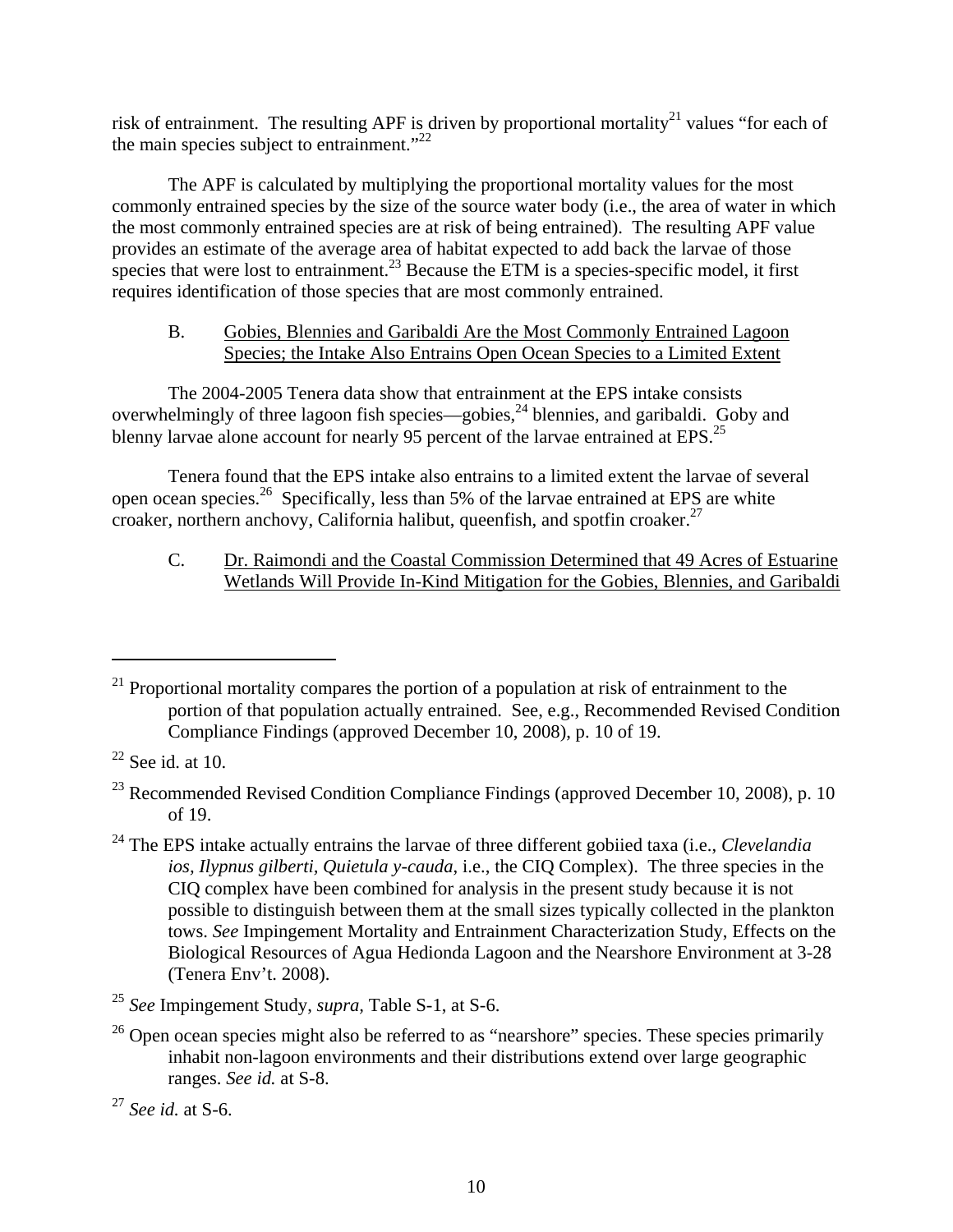risk of entrainment. The resulting APF is driven by proportional mortality[21] values "for each of the main species subject to entrainment."[22]

The APF is calculated by multiplying the proportional mortality values for the most commonly entrained species by the size of the source water body (i.e., the area of water in which the most commonly entrained species are at risk of being entrained). The resulting APF value provides an estimate of the average area of habitat expected to add back the larvae of those species that were lost to entrainment.[23] Because the ETM is a species-specific model, it first requires identification of those species that are most commonly entrained.

B. <u>Gobies, Blennies and Garibaldi Are the Most Commonly Entrained Lagoon Species; the Intake Also Entrains Open Ocean Species to a Limited Extent</u>

The 2004-2005 Tenera data show that entrainment at the EPS intake consists overwhelmingly of three lagoon fish species—gobies,[24] blennies, and garibaldi. Goby and blenny larvae alone account for nearly 95 percent of the larvae entrained at EPS.[25]

Tenera found that the EPS intake also entrains to a limited extent the larvae of several open ocean species.[26] Specifically, less than 5% of the larvae entrained at EPS are white croaker, northern anchovy, California halibut, queenfish, and spotfin croaker.[27]

C. <u>Dr. Raimondi and the Coastal Commission Determined that 49 Acres of Estuarine Wetlands Will Provide In-Kind Mitigation for the Gobies, Blennies, and Garibaldi</u>

---

[21] Proportional mortality compares the portion of a population at risk of entrainment to the portion of that population actually entrained. See, e.g., Recommended Revised Condition Compliance Findings (approved December 10, 2008), p. 10 of 19.

[22] See id. at 10.

[23] Recommended Revised Condition Compliance Findings (approved December 10, 2008), p. 10 of 19.

[24] The EPS intake actually entrains the larvae of three different gobiied taxa (i.e., *Clevelandia ios*, *Ilypnus gilberti*, *Quietula y-cauda*, i.e., the CIQ Complex). The three species in the CIQ complex have been combined for analysis in the present study because it is not possible to distinguish between them at the small sizes typically collected in the plankton tows. *See* Impingement Mortality and Entrainment Characterization Study, Effects on the Biological Resources of Agua Hedionda Lagoon and the Nearshore Environment at 3-28 (Tenera Env't. 2008).

[25] *See* Impingement Study, *supra*, Table S-1, at S-6.

[26] Open ocean species might also be referred to as "nearshore" species. These species primarily inhabit non-lagoon environments and their distributions extend over large geographic ranges. *See id.* at S-8.

[27] *See id.* at S-6.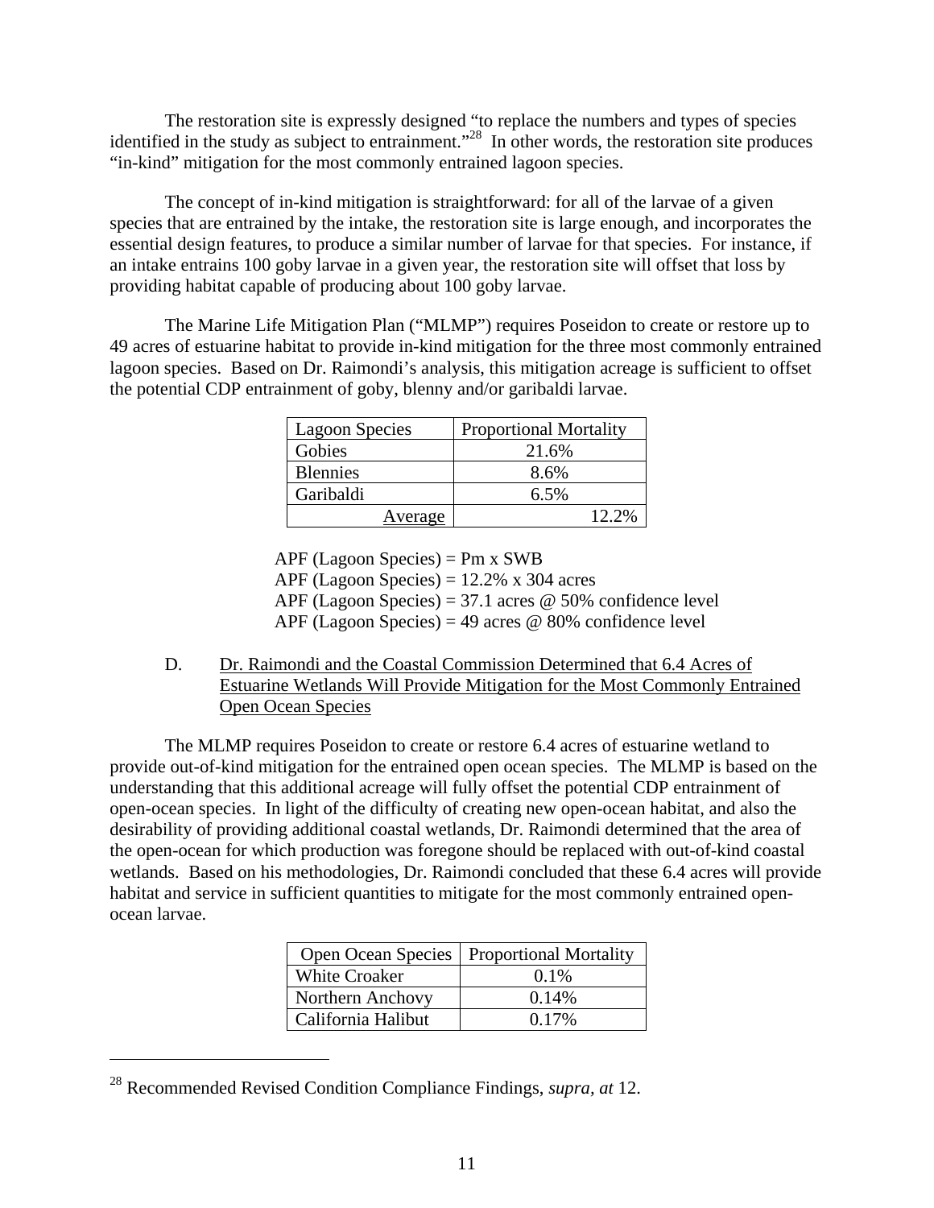The restoration site is expressly designed "to replace the numbers and types of species identified in the study as subject to entrainment."[28] In other words, the restoration site produces "in-kind" mitigation for the most commonly entrained lagoon species.

The concept of in-kind mitigation is straightforward: for all of the larvae of a given species that are entrained by the intake, the restoration site is large enough, and incorporates the essential design features, to produce a similar number of larvae for that species. For instance, if an intake entrains 100 goby larvae in a given year, the restoration site will offset that loss by providing habitat capable of producing about 100 goby larvae.

The Marine Life Mitigation Plan ("MLMP") requires Poseidon to create or restore up to 49 acres of estuarine habitat to provide in-kind mitigation for the three most commonly entrained lagoon species. Based on Dr. Raimondi's analysis, this mitigation acreage is sufficient to offset the potential CDP entrainment of goby, blenny and/or garibaldi larvae.

| Lagoon Species | Proportional Mortality |
|---|---|
| Gobies | 21.6% |
| Blennies | 8.6% |
| Garibaldi | 6.5% |
| Average | 12.2% |

APF (Lagoon Species) = Pm x SWB
APF (Lagoon Species) = 12.2% x 304 acres
APF (Lagoon Species) = 37.1 acres @ 50% confidence level
APF (Lagoon Species) = 49 acres @ 80% confidence level

D. Dr. Raimondi and the Coastal Commission Determined that 6.4 Acres of Estuarine Wetlands Will Provide Mitigation for the Most Commonly Entrained Open Ocean Species

The MLMP requires Poseidon to create or restore 6.4 acres of estuarine wetland to provide out-of-kind mitigation for the entrained open ocean species. The MLMP is based on the understanding that this additional acreage will fully offset the potential CDP entrainment of open-ocean species. In light of the difficulty of creating new open-ocean habitat, and also the desirability of providing additional coastal wetlands, Dr. Raimondi determined that the area of the open-ocean for which production was foregone should be replaced with out-of-kind coastal wetlands. Based on his methodologies, Dr. Raimondi concluded that these 6.4 acres will provide habitat and service in sufficient quantities to mitigate for the most commonly entrained open-ocean larvae.

| Open Ocean Species | Proportional Mortality |
|---|---|
| White Croaker | 0.1% |
| Northern Anchovy | 0.14% |
| California Halibut | 0.17% |

[28] Recommended Revised Condition Compliance Findings, *supra, at* 12.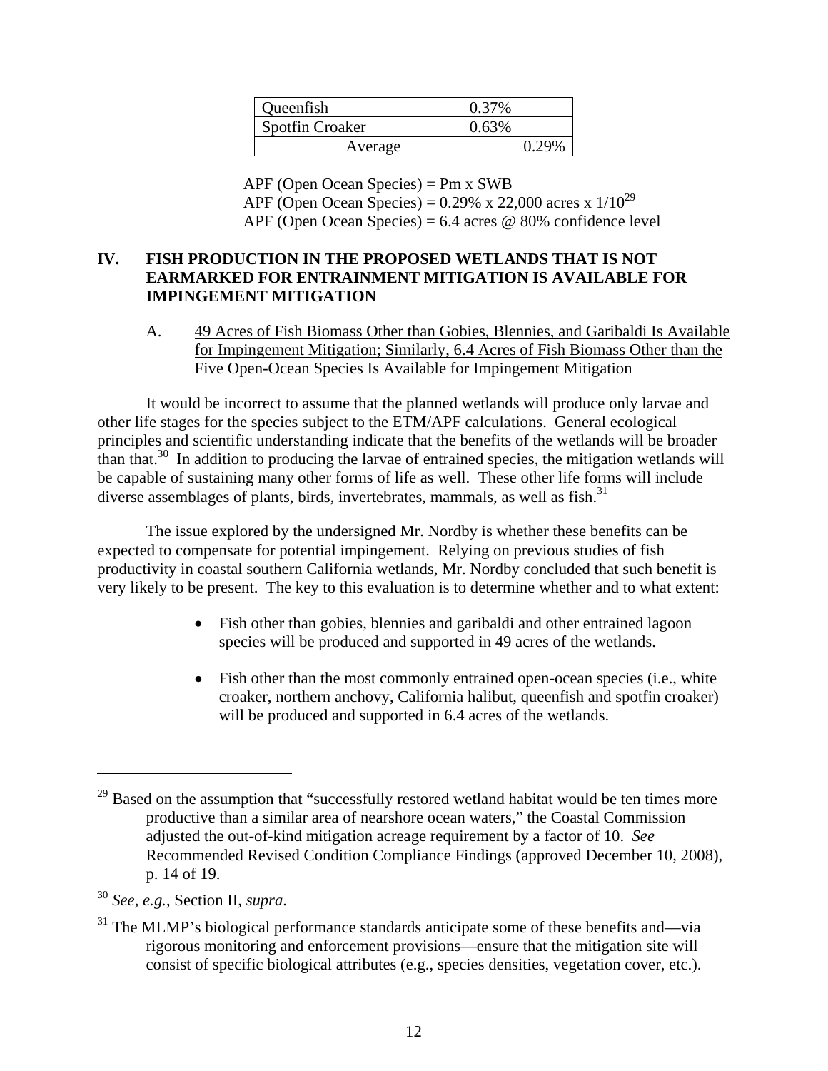| Queenfish | 0.37% |
| --- | --- |
| Spotfin Croaker | 0.63% |
| Average | 0.29% |

APF (Open Ocean Species) = Pm x SWB
APF (Open Ocean Species) = 0.29% x 22,000 acres x 1/10[29]
APF (Open Ocean Species) = 6.4 acres @ 80% confidence level

## IV. FISH PRODUCTION IN THE PROPOSED WETLANDS THAT IS NOT EARMARKED FOR ENTRAINMENT MITIGATION IS AVAILABLE FOR IMPINGEMENT MITIGATION

### A. 49 Acres of Fish Biomass Other than Gobies, Blennies, and Garibaldi Is Available for Impingement Mitigation; Similarly, 6.4 Acres of Fish Biomass Other than the Five Open-Ocean Species Is Available for Impingement Mitigation

It would be incorrect to assume that the planned wetlands will produce only larvae and other life stages for the species subject to the ETM/APF calculations. General ecological principles and scientific understanding indicate that the benefits of the wetlands will be broader than that.[30] In addition to producing the larvae of entrained species, the mitigation wetlands will be capable of sustaining many other forms of life as well. These other life forms will include diverse assemblages of plants, birds, invertebrates, mammals, as well as fish.[31]

The issue explored by the undersigned Mr. Nordby is whether these benefits can be expected to compensate for potential impingement. Relying on previous studies of fish productivity in coastal southern California wetlands, Mr. Nordby concluded that such benefit is very likely to be present. The key to this evaluation is to determine whether and to what extent:

- Fish other than gobies, blennies and garibaldi and other entrained lagoon species will be produced and supported in 49 acres of the wetlands.
- Fish other than the most commonly entrained open-ocean species (i.e., white croaker, northern anchovy, California halibut, queenfish and spotfin croaker) will be produced and supported in 6.4 acres of the wetlands.

---

[29] Based on the assumption that "successfully restored wetland habitat would be ten times more productive than a similar area of nearshore ocean waters," the Coastal Commission adjusted the out-of-kind mitigation acreage requirement by a factor of 10. *See* Recommended Revised Condition Compliance Findings (approved December 10, 2008), p. 14 of 19.

[30] *See, e.g.*, Section II, *supra*.

[31] The MLMP's biological performance standards anticipate some of these benefits and—via rigorous monitoring and enforcement provisions—ensure that the mitigation site will consist of specific biological attributes (e.g., species densities, vegetation cover, etc.).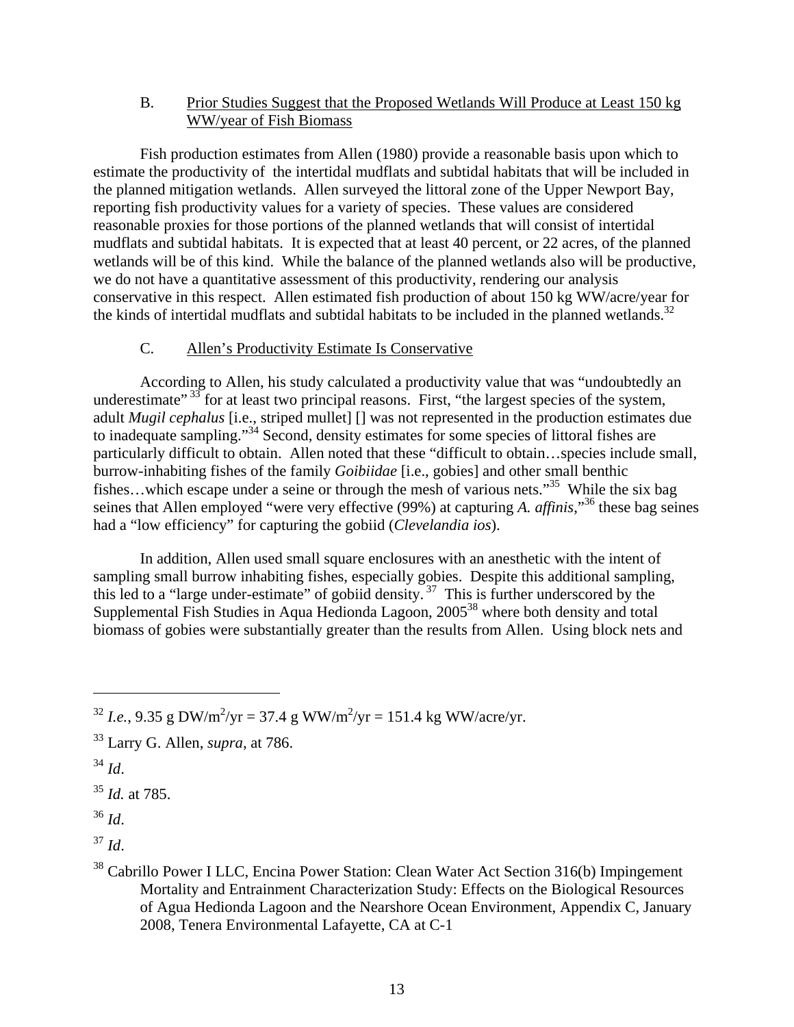### B. Prior Studies Suggest that the Proposed Wetlands Will Produce at Least 150 kg WW/year of Fish Biomass

Fish production estimates from Allen (1980) provide a reasonable basis upon which to estimate the productivity of the intertidal mudflats and subtidal habitats that will be included in the planned mitigation wetlands. Allen surveyed the littoral zone of the Upper Newport Bay, reporting fish productivity values for a variety of species. These values are considered reasonable proxies for those portions of the planned wetlands that will consist of intertidal mudflats and subtidal habitats. It is expected that at least 40 percent, or 22 acres, of the planned wetlands will be of this kind. While the balance of the planned wetlands also will be productive, we do not have a quantitative assessment of this productivity, rendering our analysis conservative in this respect. Allen estimated fish production of about 150 kg WW/acre/year for the kinds of intertidal mudflats and subtidal habitats to be included in the planned wetlands.[32]

### C. Allen's Productivity Estimate Is Conservative

According to Allen, his study calculated a productivity value that was "undoubtedly an underestimate"[33] for at least two principal reasons. First, "the largest species of the system, adult *Mugil cephalus* [i.e., striped mullet] [] was not represented in the production estimates due to inadequate sampling."[34] Second, density estimates for some species of littoral fishes are particularly difficult to obtain. Allen noted that these "difficult to obtain…species include small, burrow-inhabiting fishes of the family *Goibiidae* [i.e., gobies] and other small benthic fishes…which escape under a seine or through the mesh of various nets."[35] While the six bag seines that Allen employed "were very effective (99%) at capturing *A. affinis*,"[36] these bag seines had a "low efficiency" for capturing the gobiid (*Clevelandia ios*).

In addition, Allen used small square enclosures with an anesthetic with the intent of sampling small burrow inhabiting fishes, especially gobies. Despite this additional sampling, this led to a "large under-estimate" of gobiid density.[37] This is further underscored by the Supplemental Fish Studies in Aqua Hedionda Lagoon, 2005[38] where both density and total biomass of gobies were substantially greater than the results from Allen. Using block nets and

---

[32] *I.e.*, 9.35 g DW/$m^2$/yr = 37.4 g WW/$m^2$/yr = 151.4 kg WW/acre/yr.

[33] Larry G. Allen, *supra*, at 786.

[34] *Id*.

[35] *Id.* at 785.

[36] *Id*.

[37] *Id*.

[38] Cabrillo Power I LLC, Encina Power Station: Clean Water Act Section 316(b) Impingement Mortality and Entrainment Characterization Study: Effects on the Biological Resources of Agua Hedionda Lagoon and the Nearshore Ocean Environment, Appendix C, January 2008, Tenera Environmental Lafayette, CA at C-1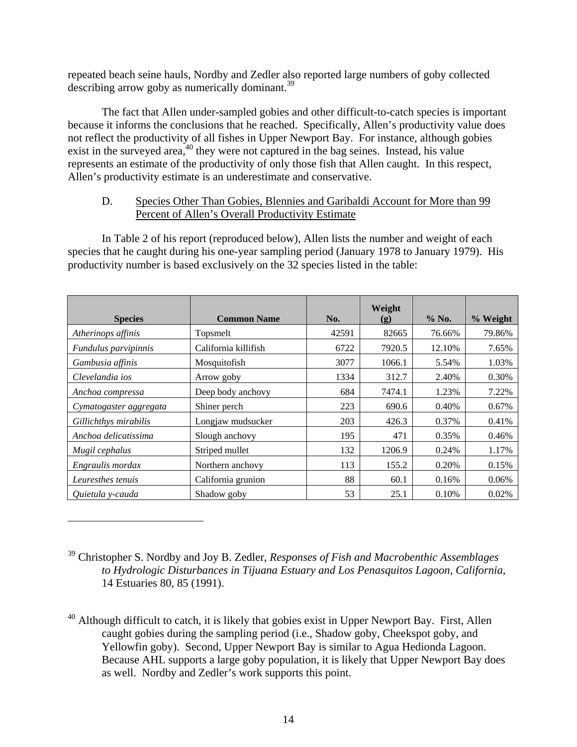repeated beach seine hauls, Nordby and Zedler also reported large numbers of goby collected describing arrow goby as numerically dominant.[39]

The fact that Allen under-sampled gobies and other difficult-to-catch species is important because it informs the conclusions that he reached. Specifically, Allen's productivity value does not reflect the productivity of all fishes in Upper Newport Bay. For instance, although gobies exist in the surveyed area,[40] they were not captured in the bag seines. Instead, his value represents an estimate of the productivity of only those fish that Allen caught. In this respect, Allen's productivity estimate is an underestimate and conservative.

### D. Species Other Than Gobies, Blennies and Garibaldi Account for More than 99 Percent of Allen's Overall Productivity Estimate

In Table 2 of his report (reproduced below), Allen lists the number and weight of each species that he caught during his one-year sampling period (January 1978 to January 1979). His productivity number is based exclusively on the 32 species listed in the table:

| Species | Common Name | No. | Weight (g) | % No. | % Weight |
|---|---|---|---|---|---|
| *Atherinops affinis* | Topsmelt | 42591 | 82665 | 76.66% | 79.86% |
| *Fundulus parvipinnis* | California killifish | 6722 | 7920.5 | 12.10% | 7.65% |
| *Gambusia affinis* | Mosquitofish | 3077 | 1066.1 | 5.54% | 1.03% |
| *Clevelandia ios* | Arrow goby | 1334 | 312.7 | 2.40% | 0.30% |
| *Anchoa compressa* | Deep body anchovy | 684 | 7474.1 | 1.23% | 7.22% |
| *Cymatogaster aggregata* | Shiner perch | 223 | 690.6 | 0.40% | 0.67% |
| *Gillichthys mirabilis* | Longjaw mudsucker | 203 | 426.3 | 0.37% | 0.41% |
| *Anchoa delicatissima* | Slough anchovy | 195 | 471 | 0.35% | 0.46% |
| *Mugil cephalus* | Striped mullet | 132 | 1206.9 | 0.24% | 1.17% |
| *Engraulis mordax* | Northern anchovy | 113 | 155.2 | 0.20% | 0.15% |
| *Leuresthes tenuis* | California grunion | 88 | 60.1 | 0.16% | 0.06% |
| *Quietula y-cauda* | Shadow goby | 53 | 25.1 | 0.10% | 0.02% |

---

[39] Christopher S. Nordby and Joy B. Zedler, *Responses of Fish and Macrobenthic Assemblages to Hydrologic Disturbances in Tijuana Estuary and Los Penasquitos Lagoon, California*, 14 Estuaries 80, 85 (1991).

[40] Although difficult to catch, it is likely that gobies exist in Upper Newport Bay. First, Allen caught gobies during the sampling period (i.e., Shadow goby, Cheekspot goby, and Yellowfin goby). Second, Upper Newport Bay is similar to Agua Hedionda Lagoon. Because AHL supports a large goby population, it is likely that Upper Newport Bay does as well. Nordby and Zedler's work supports this point.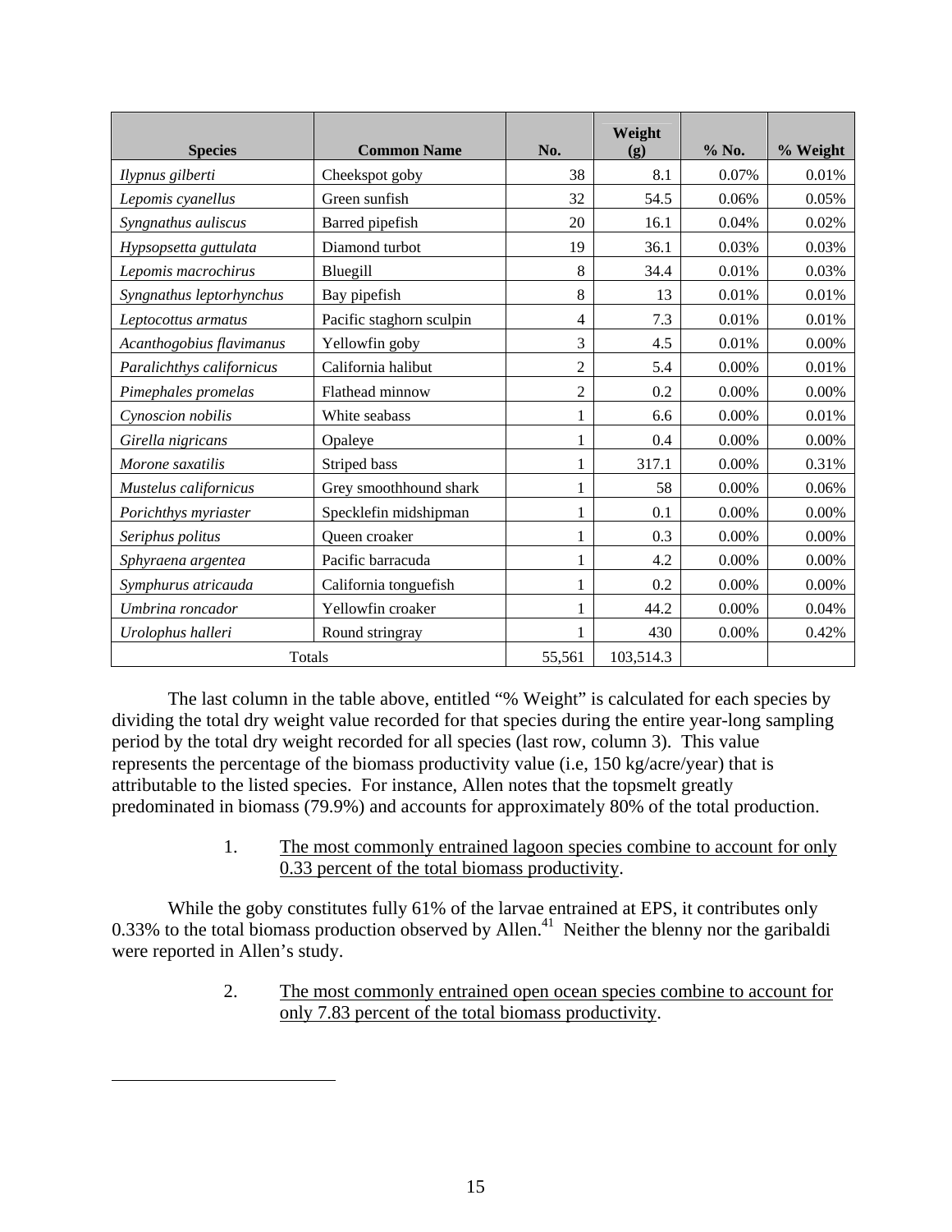| Species | Common Name | No. | Weight (g) | % No. | % Weight |
|---|---|---|---|---|---|
| *Ilypnus gilberti* | Cheekspot goby | 38 | 8.1 | 0.07% | 0.01% |
| *Lepomis cyanellus* | Green sunfish | 32 | 54.5 | 0.06% | 0.05% |
| *Syngnathus auliscus* | Barred pipefish | 20 | 16.1 | 0.04% | 0.02% |
| *Hypsopsetta guttulata* | Diamond turbot | 19 | 36.1 | 0.03% | 0.03% |
| *Lepomis macrochirus* | Bluegill | 8 | 34.4 | 0.01% | 0.03% |
| *Syngnathus leptorhynchus* | Bay pipefish | 8 | 13 | 0.01% | 0.01% |
| *Leptocottus armatus* | Pacific staghorn sculpin | 4 | 7.3 | 0.01% | 0.01% |
| *Acanthogobius flavimanus* | Yellowfin goby | 3 | 4.5 | 0.01% | 0.00% |
| *Paralichthys californicus* | California halibut | 2 | 5.4 | 0.00% | 0.01% |
| *Pimephales promelas* | Flathead minnow | 2 | 0.2 | 0.00% | 0.00% |
| *Cynoscion nobilis* | White seabass | 1 | 6.6 | 0.00% | 0.01% |
| *Girella nigricans* | Opaleye | 1 | 0.4 | 0.00% | 0.00% |
| *Morone saxatilis* | Striped bass | 1 | 317.1 | 0.00% | 0.31% |
| *Mustelus californicus* | Grey smoothhound shark | 1 | 58 | 0.00% | 0.06% |
| *Porichthys myriaster* | Specklefin midshipman | 1 | 0.1 | 0.00% | 0.00% |
| *Seriphus politus* | Queen croaker | 1 | 0.3 | 0.00% | 0.00% |
| *Sphyraena argentea* | Pacific barracuda | 1 | 4.2 | 0.00% | 0.00% |
| *Symphurus atricauda* | California tonguefish | 1 | 0.2 | 0.00% | 0.00% |
| *Umbrina roncador* | Yellowfin croaker | 1 | 44.2 | 0.00% | 0.04% |
| *Urolophus halleri* | Round stringray | 1 | 430 | 0.00% | 0.42% |
| Totals | | 55,561 | 103,514.3 | | |

The last column in the table above, entitled "% Weight" is calculated for each species by dividing the total dry weight value recorded for that species during the entire year-long sampling period by the total dry weight recorded for all species (last row, column 3). This value represents the percentage of the biomass productivity value (i.e, 150 kg/acre/year) that is attributable to the listed species. For instance, Allen notes that the topsmelt greatly predominated in biomass (79.9%) and accounts for approximately 80% of the total production.

1. <u>The most commonly entrained lagoon species combine to account for only 0.33 percent of the total biomass productivity</u>.

While the goby constitutes fully 61% of the larvae entrained at EPS, it contributes only 0.33% to the total biomass production observed by Allen.[41] Neither the blenny nor the garibaldi were reported in Allen's study.

2. <u>The most commonly entrained open ocean species combine to account for only 7.83 percent of the total biomass productivity</u>.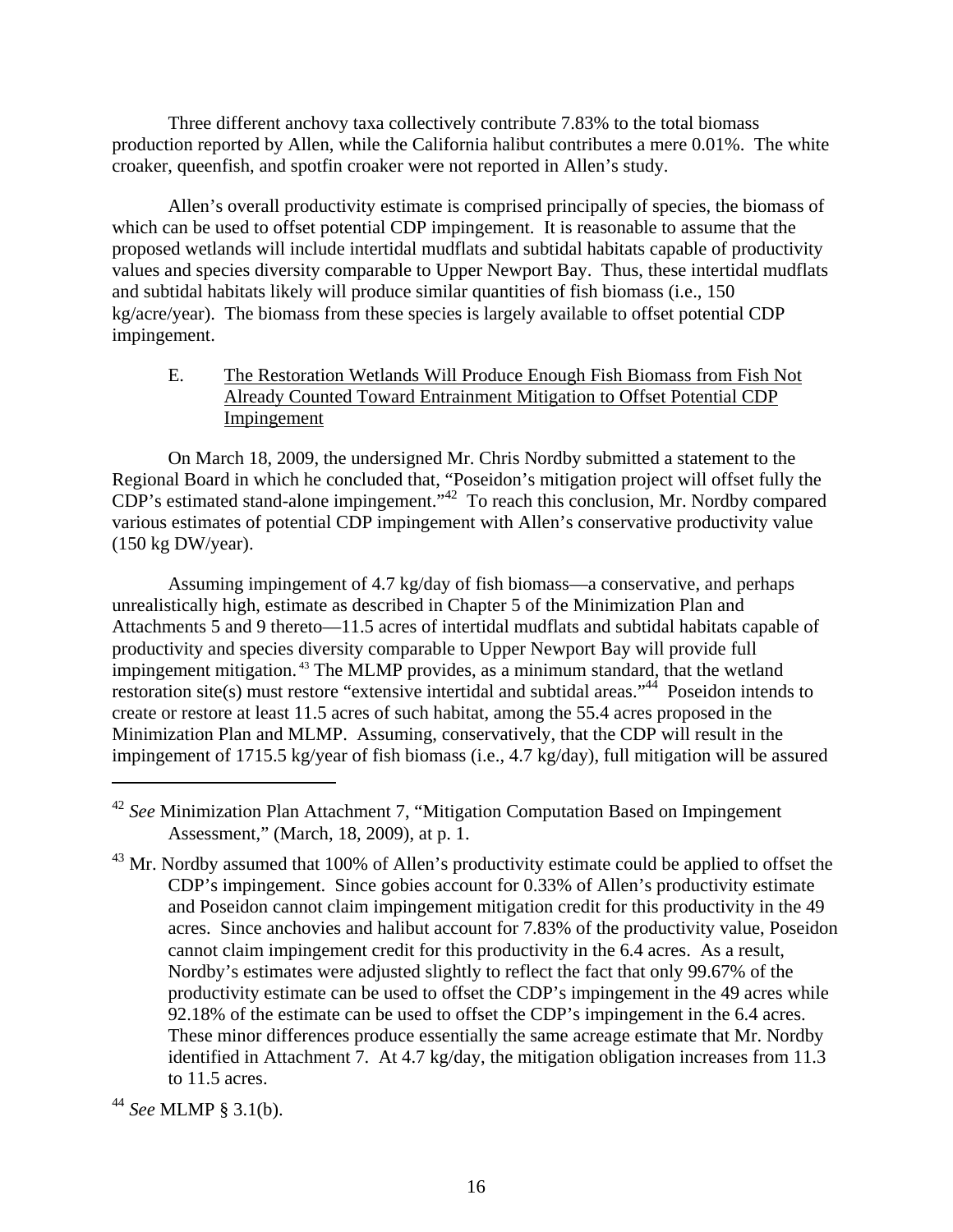Three different anchovy taxa collectively contribute 7.83% to the total biomass production reported by Allen, while the California halibut contributes a mere 0.01%. The white croaker, queenfish, and spotfin croaker were not reported in Allen's study.

Allen's overall productivity estimate is comprised principally of species, the biomass of which can be used to offset potential CDP impingement. It is reasonable to assume that the proposed wetlands will include intertidal mudflats and subtidal habitats capable of productivity values and species diversity comparable to Upper Newport Bay. Thus, these intertidal mudflats and subtidal habitats likely will produce similar quantities of fish biomass (i.e., 150 kg/acre/year). The biomass from these species is largely available to offset potential CDP impingement.

E. The Restoration Wetlands Will Produce Enough Fish Biomass from Fish Not Already Counted Toward Entrainment Mitigation to Offset Potential CDP Impingement

On March 18, 2009, the undersigned Mr. Chris Nordby submitted a statement to the Regional Board in which he concluded that, "Poseidon's mitigation project will offset fully the CDP's estimated stand-alone impingement."[42] To reach this conclusion, Mr. Nordby compared various estimates of potential CDP impingement with Allen's conservative productivity value (150 kg DW/year).

Assuming impingement of 4.7 kg/day of fish biomass—a conservative, and perhaps unrealistically high, estimate as described in Chapter 5 of the Minimization Plan and Attachments 5 and 9 thereto—11.5 acres of intertidal mudflats and subtidal habitats capable of productivity and species diversity comparable to Upper Newport Bay will provide full impingement mitigation.[43] The MLMP provides, as a minimum standard, that the wetland restoration site(s) must restore "extensive intertidal and subtidal areas."[44] Poseidon intends to create or restore at least 11.5 acres of such habitat, among the 55.4 acres proposed in the Minimization Plan and MLMP. Assuming, conservatively, that the CDP will result in the impingement of 1715.5 kg/year of fish biomass (i.e., 4.7 kg/day), full mitigation will be assured

---

[42] *See* Minimization Plan Attachment 7, "Mitigation Computation Based on Impingement Assessment," (March, 18, 2009), at p. 1.

[43] Mr. Nordby assumed that 100% of Allen's productivity estimate could be applied to offset the CDP's impingement. Since gobies account for 0.33% of Allen's productivity estimate and Poseidon cannot claim impingement mitigation credit for this productivity in the 49 acres. Since anchovies and halibut account for 7.83% of the productivity value, Poseidon cannot claim impingement credit for this productivity in the 6.4 acres. As a result, Nordby's estimates were adjusted slightly to reflect the fact that only 99.67% of the productivity estimate can be used to offset the CDP's impingement in the 49 acres while 92.18% of the estimate can be used to offset the CDP's impingement in the 6.4 acres. These minor differences produce essentially the same acreage estimate that Mr. Nordby identified in Attachment 7. At 4.7 kg/day, the mitigation obligation increases from 11.3 to 11.5 acres.

[44] *See* MLMP § 3.1(b).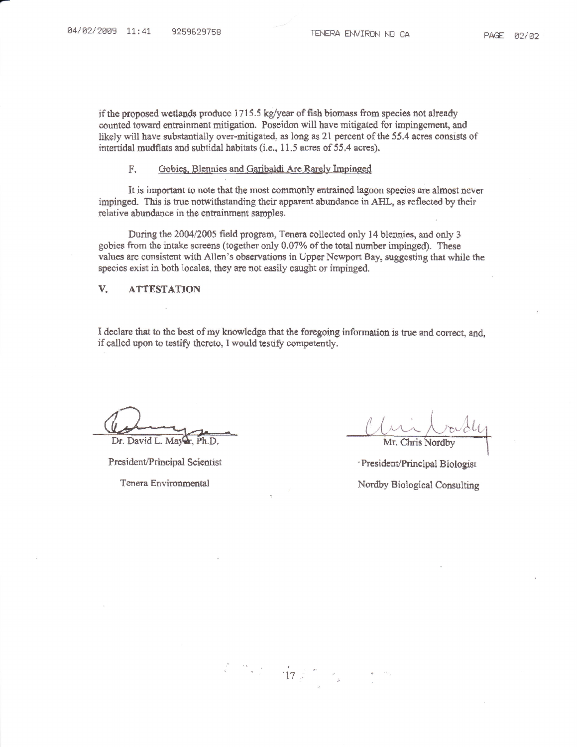if the proposed wetlands produce 1715.5 kg/year of fish biomass from species not already counted toward entrainment mitigation. Poseidon will have mitigated for impingement, and likely will have substantially over-mitigated, as long as 21 percent of the 55.4 acres consists of intertidal mudflats and subtidal habitats (i.e., 11.5 acres of 55.4 acres).

### F. Gobies, Blennies and Garibaldi Are Rarely Impinged

It is important to note that the most commonly entrained lagoon species are almost never impinged. This is true notwithstanding their apparent abundance in AHL, as reflected by their relative abundance in the entrainment samples.

During the 2004/2005 field program, Tenera collected only 14 blennies, and only 3 gobies from the intake screens (together only 0.07% of the total number impinged). These values are consistent with Allen's observations in Upper Newport Bay, suggesting that while the species exist in both locales, they are not easily caught or impinged.

## V. ATTESTATION

I declare that to the best of my knowledge that the foregoing information is true and correct, and, if called upon to testify thereto, I would testify competently.

Dr. David L. Mayer, Ph.D.

President/Principal Scientist

Tenera Environmental

Mr. Chris Nordby

President/Principal Biologist

Nordby Biological Consulting